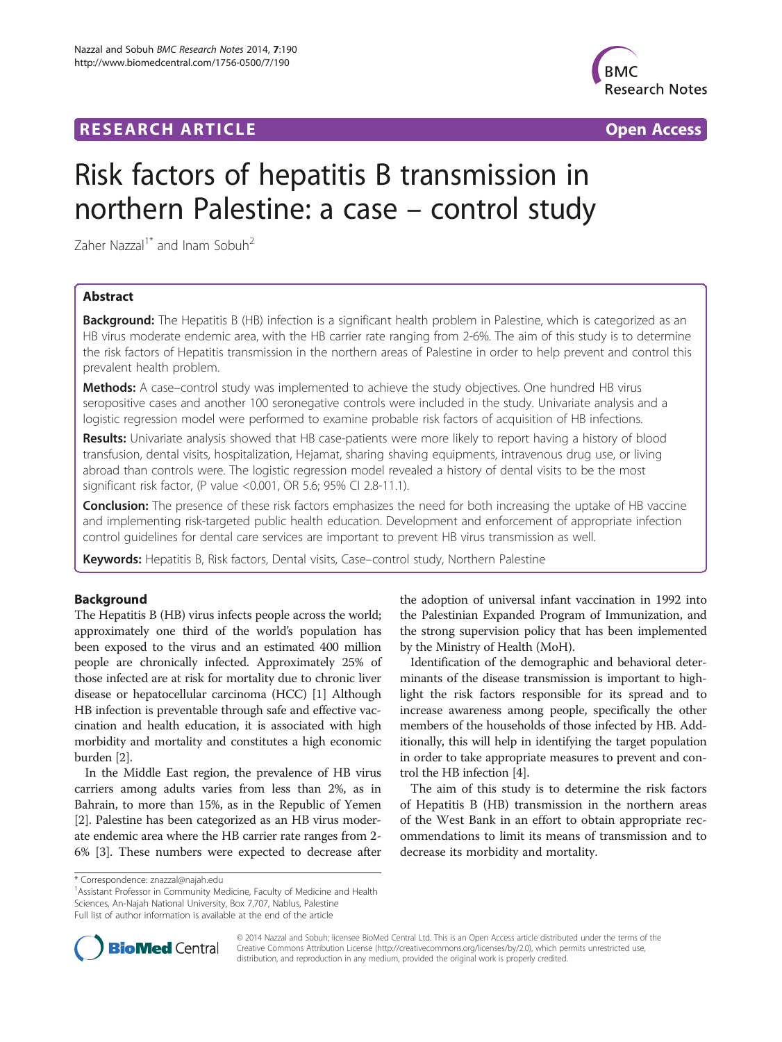RESEARCH ARTICLE Open Access

# Risk factors of hepatitis B transmission in northern Palestine: a case – control study

Zaher Nazzal[1*] and Inam Sobuh[2]

## Abstract

**Background:** The Hepatitis B (HB) infection is a significant health problem in Palestine, which is categorized as an HB virus moderate endemic area, with the HB carrier rate ranging from 2-6%. The aim of this study is to determine the risk factors of Hepatitis transmission in the northern areas of Palestine in order to help prevent and control this prevalent health problem.

**Methods:** A case–control study was implemented to achieve the study objectives. One hundred HB virus seropositive cases and another 100 seronegative controls were included in the study. Univariate analysis and a logistic regression model were performed to examine probable risk factors of acquisition of HB infections.

**Results:** Univariate analysis showed that HB case-patients were more likely to report having a history of blood transfusion, dental visits, hospitalization, Hejamat, sharing shaving equipments, intravenous drug use, or living abroad than controls were. The logistic regression model revealed a history of dental visits to be the most significant risk factor, (P value <0.001, OR 5.6; 95% CI 2.8-11.1).

**Conclusion:** The presence of these risk factors emphasizes the need for both increasing the uptake of HB vaccine and implementing risk-targeted public health education. Development and enforcement of appropriate infection control guidelines for dental care services are important to prevent HB virus transmission as well.

**Keywords:** Hepatitis B, Risk factors, Dental visits, Case–control study, Northern Palestine

## Background

The Hepatitis B (HB) virus infects people across the world; approximately one third of the world's population has been exposed to the virus and an estimated 400 million people are chronically infected. Approximately 25% of those infected are at risk for mortality due to chronic liver disease or hepatocellular carcinoma (HCC) [1] Although HB infection is preventable through safe and effective vaccination and health education, it is associated with high morbidity and mortality and constitutes a high economic burden [2].

In the Middle East region, the prevalence of HB virus carriers among adults varies from less than 2%, as in Bahrain, to more than 15%, as in the Republic of Yemen [2]. Palestine has been categorized as an HB virus moderate endemic area where the HB carrier rate ranges from 2-6% [3]. These numbers were expected to decrease after the adoption of universal infant vaccination in 1992 into the Palestinian Expanded Program of Immunization, and the strong supervision policy that has been implemented by the Ministry of Health (MoH).

Identification of the demographic and behavioral determinants of the disease transmission is important to highlight the risk factors responsible for its spread and to increase awareness among people, specifically the other members of the households of those infected by HB. Additionally, this will help in identifying the target population in order to take appropriate measures to prevent and control the HB infection [4].

The aim of this study is to determine the risk factors of Hepatitis B (HB) transmission in the northern areas of the West Bank in an effort to obtain appropriate recommendations to limit its means of transmission and to decrease its morbidity and mortality.

* Correspondence: znazzal@najah.edu
[1]Assistant Professor in Community Medicine, Faculty of Medicine and Health Sciences, An-Najah National University, Box 7,707, Nablus, Palestine
Full list of author information is available at the end of the article

© 2014 Nazzal and Sobuh; licensee BioMed Central Ltd. This is an Open Access article distributed under the terms of the Creative Commons Attribution License (http://creativecommons.org/licenses/by/2.0), which permits unrestricted use, distribution, and reproduction in any medium, provided the original work is properly credited.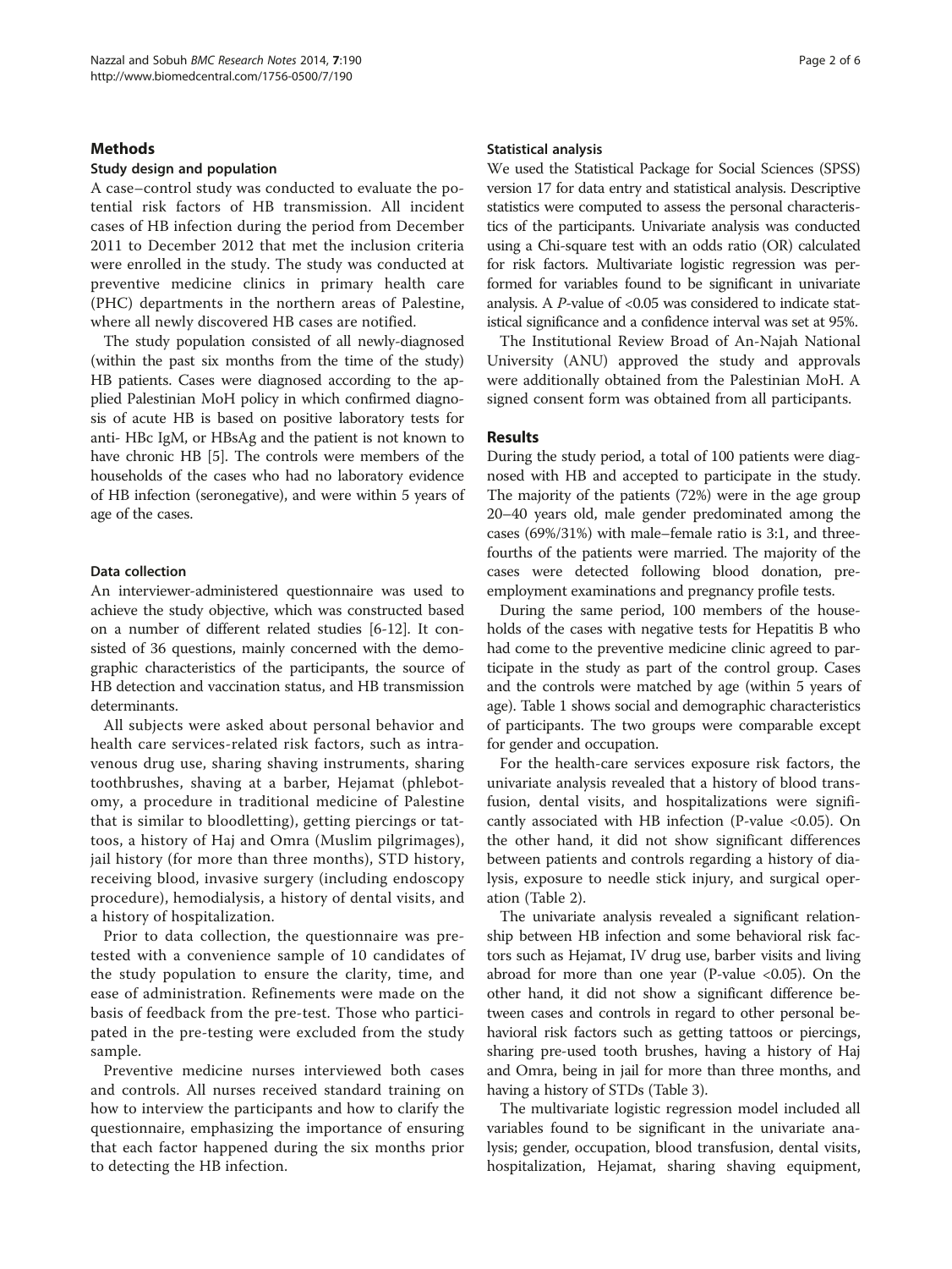## Methods

### Study design and population

A case–control study was conducted to evaluate the potential risk factors of HB transmission. All incident cases of HB infection during the period from December 2011 to December 2012 that met the inclusion criteria were enrolled in the study. The study was conducted at preventive medicine clinics in primary health care (PHC) departments in the northern areas of Palestine, where all newly discovered HB cases are notified.

The study population consisted of all newly-diagnosed (within the past six months from the time of the study) HB patients. Cases were diagnosed according to the applied Palestinian MoH policy in which confirmed diagnosis of acute HB is based on positive laboratory tests for anti- HBc IgM, or HBsAg and the patient is not known to have chronic HB [5]. The controls were members of the households of the cases who had no laboratory evidence of HB infection (seronegative), and were within 5 years of age of the cases.

### Data collection

An interviewer-administered questionnaire was used to achieve the study objective, which was constructed based on a number of different related studies [6-12]. It consisted of 36 questions, mainly concerned with the demographic characteristics of the participants, the source of HB detection and vaccination status, and HB transmission determinants.

All subjects were asked about personal behavior and health care services-related risk factors, such as intravenous drug use, sharing shaving instruments, sharing toothbrushes, shaving at a barber, Hejamat (phlebotomy, a procedure in traditional medicine of Palestine that is similar to bloodletting), getting piercings or tattoos, a history of Haj and Omra (Muslim pilgrimages), jail history (for more than three months), STD history, receiving blood, invasive surgery (including endoscopy procedure), hemodialysis, a history of dental visits, and a history of hospitalization.

Prior to data collection, the questionnaire was pretested with a convenience sample of 10 candidates of the study population to ensure the clarity, time, and ease of administration. Refinements were made on the basis of feedback from the pre-test. Those who participated in the pre-testing were excluded from the study sample.

Preventive medicine nurses interviewed both cases and controls. All nurses received standard training on how to interview the participants and how to clarify the questionnaire, emphasizing the importance of ensuring that each factor happened during the six months prior to detecting the HB infection.

### Statistical analysis

We used the Statistical Package for Social Sciences (SPSS) version 17 for data entry and statistical analysis. Descriptive statistics were computed to assess the personal characteristics of the participants. Univariate analysis was conducted using a Chi-square test with an odds ratio (OR) calculated for risk factors. Multivariate logistic regression was performed for variables found to be significant in univariate analysis. A *P*-value of <0.05 was considered to indicate statistical significance and a confidence interval was set at 95%.

The Institutional Review Broad of An-Najah National University (ANU) approved the study and approvals were additionally obtained from the Palestinian MoH. A signed consent form was obtained from all participants.

## Results

During the study period, a total of 100 patients were diagnosed with HB and accepted to participate in the study. The majority of the patients (72%) were in the age group 20–40 years old, male gender predominated among the cases (69%/31%) with male–female ratio is 3:1, and three-fourths of the patients were married. The majority of the cases were detected following blood donation, pre-employment examinations and pregnancy profile tests.

During the same period, 100 members of the households of the cases with negative tests for Hepatitis B who had come to the preventive medicine clinic agreed to participate in the study as part of the control group. Cases and the controls were matched by age (within 5 years of age). Table 1 shows social and demographic characteristics of participants. The two groups were comparable except for gender and occupation.

For the health-care services exposure risk factors, the univariate analysis revealed that a history of blood transfusion, dental visits, and hospitalizations were significantly associated with HB infection (P-value <0.05). On the other hand, it did not show significant differences between patients and controls regarding a history of dialysis, exposure to needle stick injury, and surgical operation (Table 2).

The univariate analysis revealed a significant relationship between HB infection and some behavioral risk factors such as Hejamat, IV drug use, barber visits and living abroad for more than one year (P-value <0.05). On the other hand, it did not show a significant difference between cases and controls in regard to other personal behavioral risk factors such as getting tattoos or piercings, sharing pre-used tooth brushes, having a history of Haj and Omra, being in jail for more than three months, and having a history of STDs (Table 3).

The multivariate logistic regression model included all variables found to be significant in the univariate analysis; gender, occupation, blood transfusion, dental visits, hospitalization, Hejamat, sharing shaving equipment,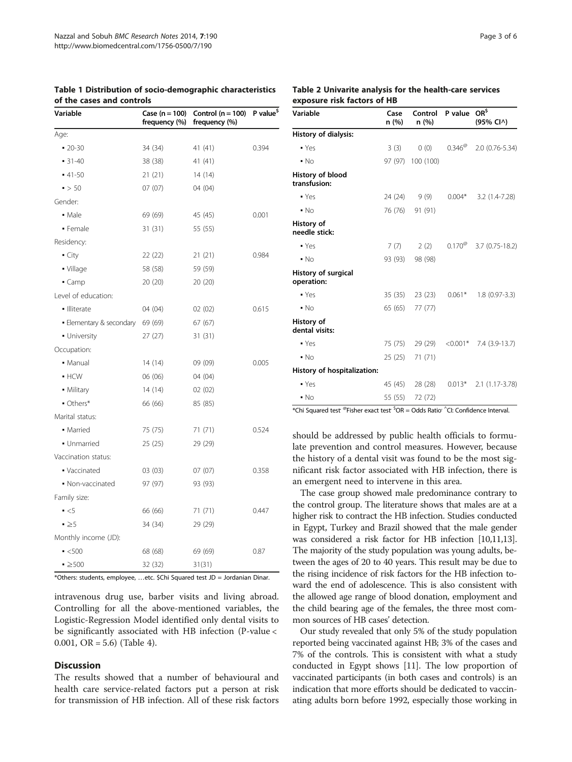**Table 1 Distribution of socio-demographic characteristics of the cases and controls**

| Variable | Case (n = 100) frequency (%) | Control (n = 100) frequency (%) | P value$ |
|---|---|---|---|
| Age: | | | |
| ▪ 20-30 | 34 (34) | 41 (41) | 0.394 |
| ▪ 31-40 | 38 (38) | 41 (41) | |
| ▪ 41-50 | 21 (21) | 14 (14) | |
| ▪ > 50 | 07 (07) | 04 (04) | |
| Gender: | | | |
| ▪ Male | 69 (69) | 45 (45) | 0.001 |
| ▪ Female | 31 (31) | 55 (55) | |
| Residency: | | | |
| ▪ City | 22 (22) | 21 (21) | 0.984 |
| ▪ Village | 58 (58) | 59 (59) | |
| ▪ Camp | 20 (20) | 20 (20) | |
| Level of education: | | | |
| ▪ Illiterate | 04 (04) | 02 (02) | 0.615 |
| ▪ Elementary & secondary | 69 (69) | 67 (67) | |
| ▪ University | 27 (27) | 31 (31) | |
| Occupation: | | | |
| ▪ Manual | 14 (14) | 09 (09) | 0.005 |
| ▪ HCW | 06 (06) | 04 (04) | |
| ▪ Military | 14 (14) | 02 (02) | |
| ▪ Others* | 66 (66) | 85 (85) | |
| Marital status: | | | |
| ▪ Married | 75 (75) | 71 (71) | 0.524 |
| ▪ Unmarried | 25 (25) | 29 (29) | |
| Vaccination status: | | | |
| ▪ Vaccinated | 03 (03) | 07 (07) | 0.358 |
| ▪ Non-vaccinated | 97 (97) | 93 (93) | |
| Family size: | | | |
| ▪ <5 | 66 (66) | 71 (71) | 0.447 |
| ▪ ≥5 | 34 (34) | 29 (29) | |
| Monthly income (JD): | | | |
| ▪ <500 | 68 (68) | 69 (69) | 0.87 |
| ▪ ≥500 | 32 (32) | 31(31) | |

*Others: students, employee, …etc. $Chi Squared test JD = Jordanian Dinar.

**Table 2 Univarite analysis for the health-care services exposure risk factors of HB**

| Variable | Case n (%) | Control n (%) | P value | OR$ (95% CI^) |
|---|---|---|---|---|
| **History of dialysis:** | | | | |
| ▪ Yes | 3 (3) | 0 (0) | 0.346@ | 2.0 (0.76-5.34) |
| ▪ No | 97 (97) | 100 (100) | | |
| **History of blood transfusion:** | | | | |
| ▪ Yes | 24 (24) | 9 (9) | 0.004* | 3.2 (1.4-7.28) |
| ▪ No | 76 (76) | 91 (91) | | |
| **History of needle stick:** | | | | |
| ▪ Yes | 7 (7) | 2 (2) | 0.170@ | 3.7 (0.75-18.2) |
| ▪ No | 93 (93) | 98 (98) | | |
| **History of surgical operation:** | | | | |
| ▪ Yes | 35 (35) | 23 (23) | 0.061* | 1.8 (0.97-3.3) |
| ▪ No | 65 (65) | 77 (77) | | |
| **History of dental visits:** | | | | |
| ▪ Yes | 75 (75) | 29 (29) | <0.001* | 7.4 (3.9-13.7) |
| ▪ No | 25 (25) | 71 (71) | | |
| **History of hospitalization:** | | | | |
| ▪ Yes | 45 (45) | 28 (28) | 0.013* | 2.1 (1.17-3.78) |
| ▪ No | 55 (55) | 72 (72) | | |

*Chi Squared test @Fisher exact test $OR = Odds Ratio ^CI: Confidence Interval.

intravenous drug use, barber visits and living abroad. Controlling for all the above-mentioned variables, the Logistic-Regression Model identified only dental visits to be significantly associated with HB infection (P-value < 0.001, OR = 5.6) (Table 4).

## Discussion

The results showed that a number of behavioural and health care service-related factors put a person at risk for transmission of HB infection. All of these risk factors should be addressed by public health officials to formulate prevention and control measures. However, because the history of a dental visit was found to be the most significant risk factor associated with HB infection, there is an emergent need to intervene in this area.

The case group showed male predominance contrary to the control group. The literature shows that males are at a higher risk to contract the HB infection. Studies conducted in Egypt, Turkey and Brazil showed that the male gender was considered a risk factor for HB infection [10,11,13]. The majority of the study population was young adults, between the ages of 20 to 40 years. This result may be due to the rising incidence of risk factors for the HB infection toward the end of adolescence. This is also consistent with the allowed age range of blood donation, employment and the child bearing age of the females, the three most common sources of HB cases' detection.

Our study revealed that only 5% of the study population reported being vaccinated against HB; 3% of the cases and 7% of the controls. This is consistent with what a study conducted in Egypt shows [11]. The low proportion of vaccinated participants (in both cases and controls) is an indication that more efforts should be dedicated to vaccinating adults born before 1992, especially those working in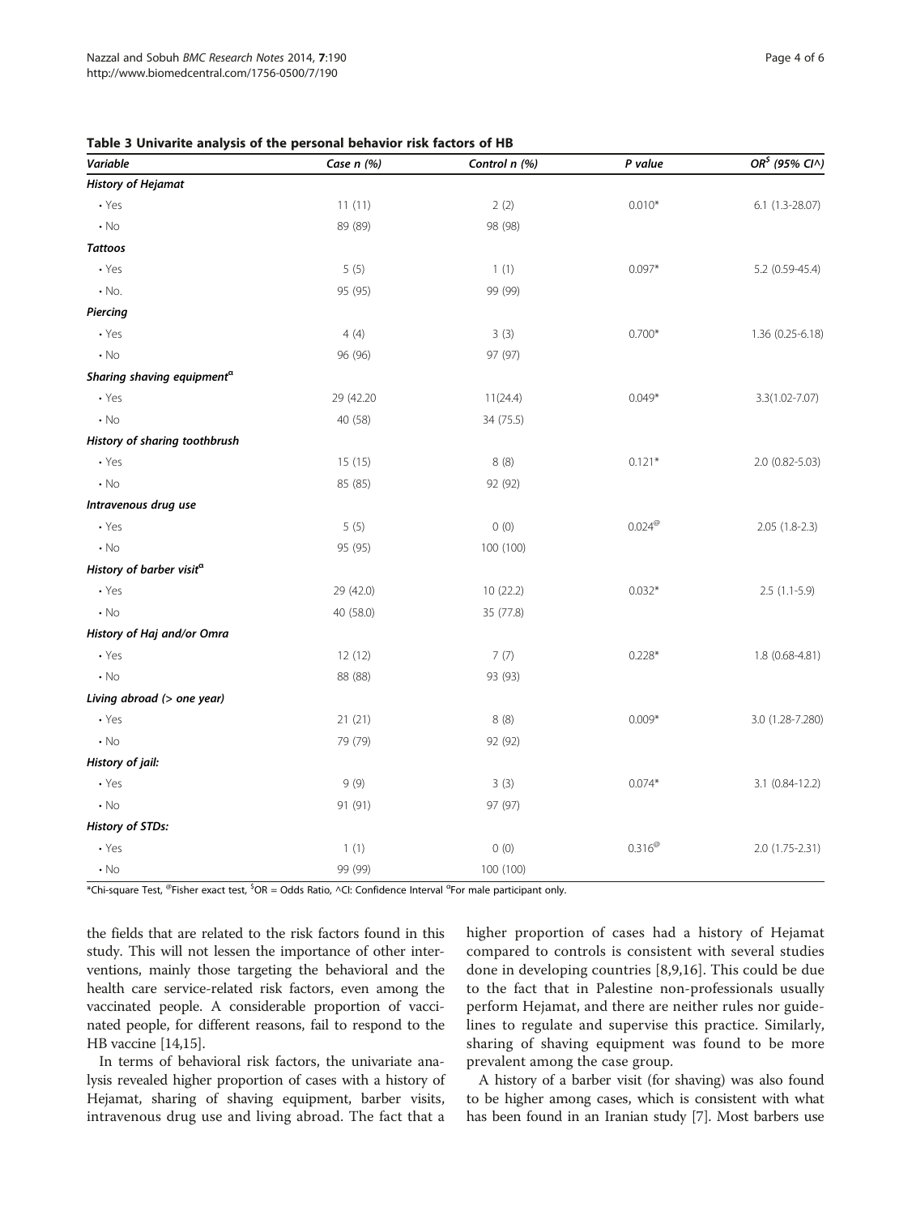**Table 3 Univarite analysis of the personal behavior risk factors of HB**

| *Variable* | *Case n (%)* | *Control n (%)* | *P value* | *OR[$] (95% CI^)* |
|---|---|---|---|---|
| ***History of Hejamat*** | | | | |
| • Yes | 11 (11) | 2 (2) | 0.010* | 6.1 (1.3-28.07) |
| • No | 89 (89) | 98 (98) | | |
| ***Tattoos*** | | | | |
| • Yes | 5 (5) | 1 (1) | 0.097* | 5.2 (0.59-45.4) |
| • No. | 95 (95) | 99 (99) | | |
| ***Piercing*** | | | | |
| • Yes | 4 (4) | 3 (3) | 0.700* | 1.36 (0.25-6.18) |
| • No | 96 (96) | 97 (97) | | |
| ***Sharing shaving equipment[α]*** | | | | |
| • Yes | 29 (42.20 | 11(24.4) | 0.049* | 3.3(1.02-7.07) |
| • No | 40 (58) | 34 (75.5) | | |
| ***History of sharing toothbrush*** | | | | |
| • Yes | 15 (15) | 8 (8) | 0.121* | 2.0 (0.82-5.03) |
| • No | 85 (85) | 92 (92) | | |
| ***Intravenous drug use*** | | | | |
| • Yes | 5 (5) | 0 (0) | 0.024[@] | 2.05 (1.8-2.3) |
| • No | 95 (95) | 100 (100) | | |
| ***History of barber visit[α]*** | | | | |
| • Yes | 29 (42.0) | 10 (22.2) | 0.032* | 2.5 (1.1-5.9) |
| • No | 40 (58.0) | 35 (77.8) | | |
| ***History of Haj and/or Omra*** | | | | |
| • Yes | 12 (12) | 7 (7) | 0.228* | 1.8 (0.68-4.81) |
| • No | 88 (88) | 93 (93) | | |
| ***Living abroad (> one year)*** | | | | |
| • Yes | 21 (21) | 8 (8) | 0.009* | 3.0 (1.28-7.280) |
| • No | 79 (79) | 92 (92) | | |
| ***History of jail:*** | | | | |
| • Yes | 9 (9) | 3 (3) | 0.074* | 3.1 (0.84-12.2) |
| • No | 91 (91) | 97 (97) | | |
| ***History of STDs:*** | | | | |
| • Yes | 1 (1) | 0 (0) | 0.316[@] | 2.0 (1.75-2.31) |
| • No | 99 (99) | 100 (100) | | |

*Chi-square Test, [@]Fisher exact test, [$]OR = Odds Ratio, ^CI: Confidence Interval [α]For male participant only.

the fields that are related to the risk factors found in this study. This will not lessen the importance of other interventions, mainly those targeting the behavioral and the health care service-related risk factors, even among the vaccinated people. A considerable proportion of vaccinated people, for different reasons, fail to respond to the HB vaccine [14,15].

In terms of behavioral risk factors, the univariate analysis revealed higher proportion of cases with a history of Hejamat, sharing of shaving equipment, barber visits, intravenous drug use and living abroad. The fact that a higher proportion of cases had a history of Hejamat compared to controls is consistent with several studies done in developing countries [8,9,16]. This could be due to the fact that in Palestine non-professionals usually perform Hejamat, and there are neither rules nor guidelines to regulate and supervise this practice. Similarly, sharing of shaving equipment was found to be more prevalent among the case group.

A history of a barber visit (for shaving) was also found to be higher among cases, which is consistent with what has been found in an Iranian study [7]. Most barbers use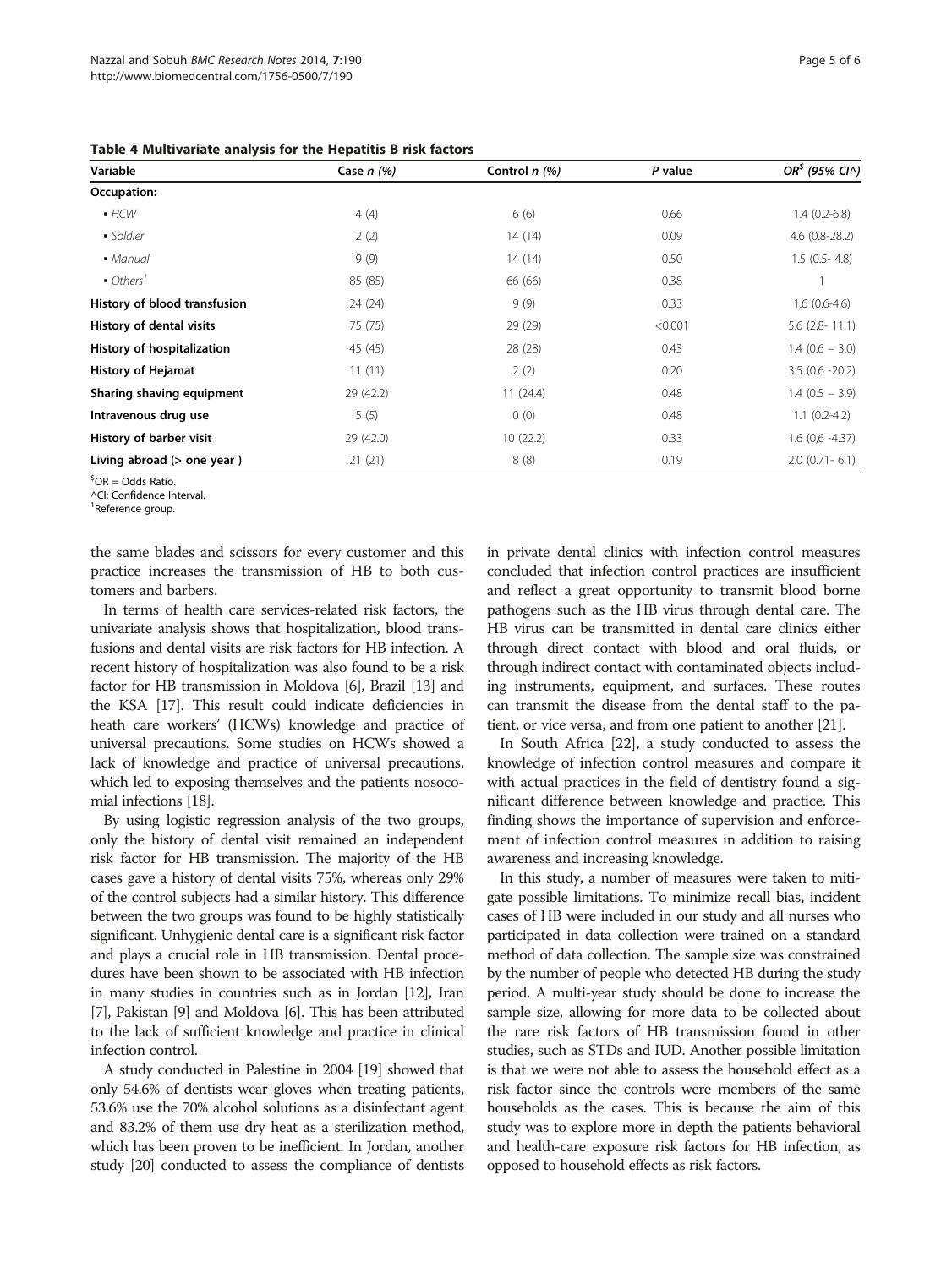**Table 4 Multivariate analysis for the Hepatitis B risk factors**

| Variable | Case *n (%)* | Control *n (%)* | *P* value | OR[$] (95% CI^) |
|---|---|---|---|---|
| **Occupation:** | | | | |
| ▪ *HCW* | 4 (4) | 6 (6) | 0.66 | 1.4 (0.2-6.8) |
| ▪ *Soldier* | 2 (2) | 14 (14) | 0.09 | 4.6 (0.8-28.2) |
| ▪ *Manual* | 9 (9) | 14 (14) | 0.50 | 1.5 (0.5- 4.8) |
| ▪ *Others*[1] | 85 (85) | 66 (66) | 0.38 | 1 |
| **History of blood transfusion** | 24 (24) | 9 (9) | 0.33 | 1.6 (0.6-4.6) |
| **History of dental visits** | 75 (75) | 29 (29) | <0.001 | 5.6 (2.8- 11.1) |
| **History of hospitalization** | 45 (45) | 28 (28) | 0.43 | 1.4 (0.6 – 3.0) |
| **History of Hejamat** | 11 (11) | 2 (2) | 0.20 | 3.5 (0.6 -20.2) |
| **Sharing shaving equipment** | 29 (42.2) | 11 (24.4) | 0.48 | 1.4 (0.5 – 3.9) |
| **Intravenous drug use** | 5 (5) | 0 (0) | 0.48 | 1.1 (0.2-4.2) |
| **History of barber visit** | 29 (42.0) | 10 (22.2) | 0.33 | 1.6 (0,6 -4.37) |
| **Living abroad (> one year )** | 21 (21) | 8 (8) | 0.19 | 2.0 (0.71- 6.1) |

[$]OR = Odds Ratio.
^CI: Confidence Interval.
[1]Reference group.

the same blades and scissors for every customer and this practice increases the transmission of HB to both customers and barbers.

In terms of health care services-related risk factors, the univariate analysis shows that hospitalization, blood transfusions and dental visits are risk factors for HB infection. A recent history of hospitalization was also found to be a risk factor for HB transmission in Moldova [6], Brazil [13] and the KSA [17]. This result could indicate deficiencies in heath care workers' (HCWs) knowledge and practice of universal precautions. Some studies on HCWs showed a lack of knowledge and practice of universal precautions, which led to exposing themselves and the patients nosocomial infections [18].

By using logistic regression analysis of the two groups, only the history of dental visit remained an independent risk factor for HB transmission. The majority of the HB cases gave a history of dental visits 75%, whereas only 29% of the control subjects had a similar history. This difference between the two groups was found to be highly statistically significant. Unhygienic dental care is a significant risk factor and plays a crucial role in HB transmission. Dental procedures have been shown to be associated with HB infection in many studies in countries such as in Jordan [12], Iran [7], Pakistan [9] and Moldova [6]. This has been attributed to the lack of sufficient knowledge and practice in clinical infection control.

A study conducted in Palestine in 2004 [19] showed that only 54.6% of dentists wear gloves when treating patients, 53.6% use the 70% alcohol solutions as a disinfectant agent and 83.2% of them use dry heat as a sterilization method, which has been proven to be inefficient. In Jordan, another study [20] conducted to assess the compliance of dentists in private dental clinics with infection control measures concluded that infection control practices are insufficient and reflect a great opportunity to transmit blood borne pathogens such as the HB virus through dental care. The HB virus can be transmitted in dental care clinics either through direct contact with blood and oral fluids, or through indirect contact with contaminated objects including instruments, equipment, and surfaces. These routes can transmit the disease from the dental staff to the patient, or vice versa, and from one patient to another [21].

In South Africa [22], a study conducted to assess the knowledge of infection control measures and compare it with actual practices in the field of dentistry found a significant difference between knowledge and practice. This finding shows the importance of supervision and enforcement of infection control measures in addition to raising awareness and increasing knowledge.

In this study, a number of measures were taken to mitigate possible limitations. To minimize recall bias, incident cases of HB were included in our study and all nurses who participated in data collection were trained on a standard method of data collection. The sample size was constrained by the number of people who detected HB during the study period. A multi-year study should be done to increase the sample size, allowing for more data to be collected about the rare risk factors of HB transmission found in other studies, such as STDs and IUD. Another possible limitation is that we were not able to assess the household effect as a risk factor since the controls were members of the same households as the cases. This is because the aim of this study was to explore more in depth the patients behavioral and health-care exposure risk factors for HB infection, as opposed to household effects as risk factors.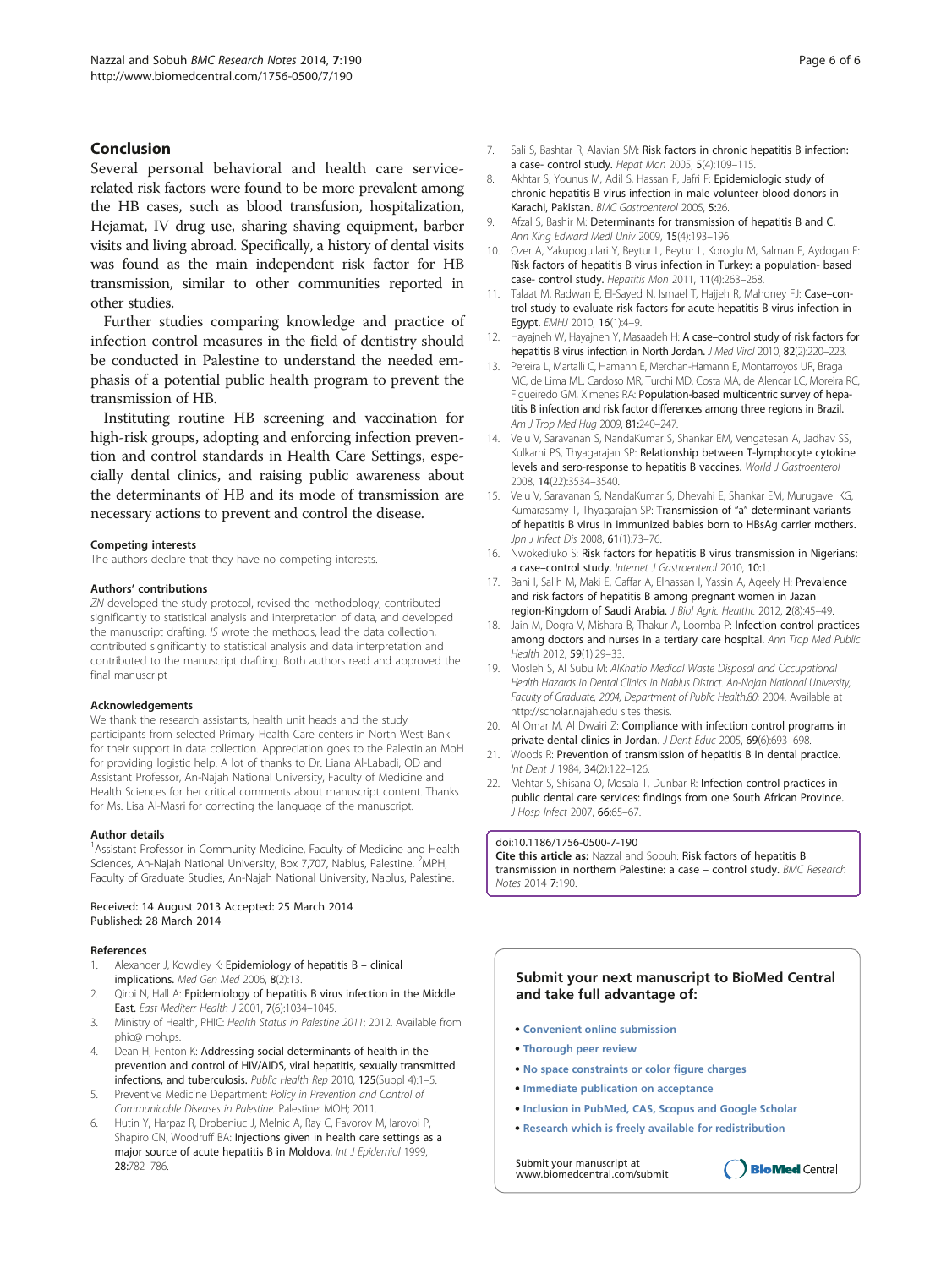## Conclusion

Several personal behavioral and health care service-related risk factors were found to be more prevalent among the HB cases, such as blood transfusion, hospitalization, Hejamat, IV drug use, sharing shaving equipment, barber visits and living abroad. Specifically, a history of dental visits was found as the main independent risk factor for HB transmission, similar to other communities reported in other studies.

Further studies comparing knowledge and practice of infection control measures in the field of dentistry should be conducted in Palestine to understand the needed emphasis of a potential public health program to prevent the transmission of HB.

Instituting routine HB screening and vaccination for high-risk groups, adopting and enforcing infection prevention and control standards in Health Care Settings, especially dental clinics, and raising public awareness about the determinants of HB and its mode of transmission are necessary actions to prevent and control the disease.

#### Competing interests

The authors declare that they have no competing interests.

#### Authors' contributions

*ZN* developed the study protocol, revised the methodology, contributed significantly to statistical analysis and interpretation of data, and developed the manuscript drafting. *IS* wrote the methods, lead the data collection, contributed significantly to statistical analysis and data interpretation and contributed to the manuscript drafting. Both authors read and approved the final manuscript

#### Acknowledgements

We thank the research assistants, health unit heads and the study participants from selected Primary Health Care centers in North West Bank for their support in data collection. Appreciation goes to the Palestinian MoH for providing logistic help. A lot of thanks to Dr. Liana Al-Labadi, OD and Assistant Professor, An-Najah National University, Faculty of Medicine and Health Sciences for her critical comments about manuscript content. Thanks for Ms. Lisa Al-Masri for correcting the language of the manuscript.

#### Author details

[1]Assistant Professor in Community Medicine, Faculty of Medicine and Health Sciences, An-Najah National University, Box 7,707, Nablus, Palestine. [2]MPH, Faculty of Graduate Studies, An-Najah National University, Nablus, Palestine.

Received: 14 August 2013 Accepted: 25 March 2014
Published: 28 March 2014

#### References

1. Alexander J, Kowdley K: **Epidemiology of hepatitis B – clinical implications.** *Med Gen Med* 2006, **8**(2):13.
2. Qirbi N, Hall A: **Epidemiology of hepatitis B virus infection in the Middle East.** *East Mediterr Health J* 2001, **7**(6):1034–1045.
3. Ministry of Health, PHIC: *Health Status in Palestine 2011*; 2012. Available from phic@ moh.ps.
4. Dean H, Fenton K: **Addressing social determinants of health in the prevention and control of HIV/AIDS, viral hepatitis, sexually transmitted infections, and tuberculosis.** *Public Health Rep* 2010, **125**(Suppl 4):1–5.
5. Preventive Medicine Department: *Policy in Prevention and Control of Communicable Diseases in Palestine.* Palestine: MOH; 2011.
6. Hutin Y, Harpaz R, Drobeniuc J, Melnic A, Ray C, Favorov M, Iarovoi P, Shapiro CN, Woodruff BA: **Injections given in health care settings as a major source of acute hepatitis B in Moldova.** *Int J Epidemiol* 1999, **28**:782–786.
7. Sali S, Bashtar R, Alavian SM: **Risk factors in chronic hepatitis B infection: a case- control study.** *Hepat Mon* 2005, **5**(4):109–115.
8. Akhtar S, Younus M, Adil S, Hassan F, Jafri F: **Epidemiologic study of chronic hepatitis B virus infection in male volunteer blood donors in Karachi, Pakistan.** *BMC Gastroenterol* 2005, **5**:26.
9. Afzal S, Bashir M: **Determinants for transmission of hepatitis B and C.** *Ann King Edward Medl Univ* 2009, **15**(4):193–196.
10. Ozer A, Yakupogullari Y, Beytur L, Beytur L, Koroglu M, Salman F, Aydogan F: **Risk factors of hepatitis B virus infection in Turkey: a population- based case- control study.** *Hepatitis Mon* 2011, **11**(4):263–268.
11. Talaat M, Radwan E, El-Sayed N, Ismael T, Hajjeh R, Mahoney FJ: **Case–control study to evaluate risk factors for acute hepatitis B virus infection in Egypt.** *EMHJ* 2010, **16**(1):4–9.
12. Hayajneh W, Hayajneh Y, Masaadeh H: **A case–control study of risk factors for hepatitis B virus infection in North Jordan.** *J Med Virol* 2010, **82**(2):220–223.
13. Pereira L, Martalli C, Hamann E, Merchan-Hamann E, Montarroyos UR, Braga MC, de Lima ML, Cardoso MR, Turchi MD, Costa MA, de Alencar LC, Moreira RC, Figueiredo GM, Ximenes RA: **Population-based multicentric survey of hepatitis B infection and risk factor differences among three regions in Brazil.** *Am J Trop Med Hug* 2009, **81**:240–247.
14. Velu V, Saravanan S, NandaKumar S, Shankar EM, Vengatesan A, Jadhav SS, Kulkarni PS, Thyagarajan SP: **Relationship between T-lymphocyte cytokine levels and sero-response to hepatitis B vaccines.** *World J Gastroenterol* 2008, **14**(22):3534–3540.
15. Velu V, Saravanan S, NandaKumar S, Dhevahi E, Shankar EM, Murugavel KG, Kumarasamy T, Thyagarajan SP: **Transmission of "a" determinant variants of hepatitis B virus in immunized babies born to HBsAg carrier mothers.** *Jpn J Infect Dis* 2008, **61**(1):73–76.
16. Nwokediuko S: **Risk factors for hepatitis B virus transmission in Nigerians: a case–control study.** *Internet J Gastroenterol* 2010, **10**:1.
17. Bani I, Salih M, Maki E, Gaffar A, Elhassan I, Yassin A, Ageely H: **Prevalence and risk factors of hepatitis B among pregnant women in Jazan region-Kingdom of Saudi Arabia.** *J Biol Agric Healthc* 2012, **2**(8):45–49.
18. Jain M, Dogra V, Mishara B, Thakur A, Loomba P: **Infection control practices among doctors and nurses in a tertiary care hospital.** *Ann Trop Med Public Health* 2012, **59**(1):29–33.
19. Mosleh S, Al Subu M: *AlKhatib Medical Waste Disposal and Occupational Health Hazards in Dental Clinics in Nablus District. An-Najah National University, Faculty of Graduate, 2004, Department of Public Health.80*; 2004. Available at http://scholar.najah.edu sites thesis.
20. Al Omar M, Al Dwairi Z: **Compliance with infection control programs in private dental clinics in Jordan.** *J Dent Educ* 2005, **69**(6):693–698.
21. Woods R: **Prevention of transmission of hepatitis B in dental practice.** *Int Dent J* 1984, **34**(2):122–126.
22. Mehtar S, Shisana O, Mosala T, Dunbar R: **Infection control practices in public dental care services: findings from one South African Province.** *J Hosp Infect* 2007, **66**:65–67.

doi:10.1186/1756-0500-7-190
**Cite this article as:** Nazzal and Sobuh: Risk factors of hepatitis B transmission in northern Palestine: a case – control study. *BMC Research Notes* 2014 **7**:190.

**Submit your next manuscript to BioMed Central and take full advantage of:**

- **Convenient online submission**
- **Thorough peer review**
- **No space constraints or color figure charges**
- **Immediate publication on acceptance**
- **Inclusion in PubMed, CAS, Scopus and Google Scholar**
- **Research which is freely available for redistribution**

Submit your manuscript at
www.biomedcentral.com/submit

BioMed Central